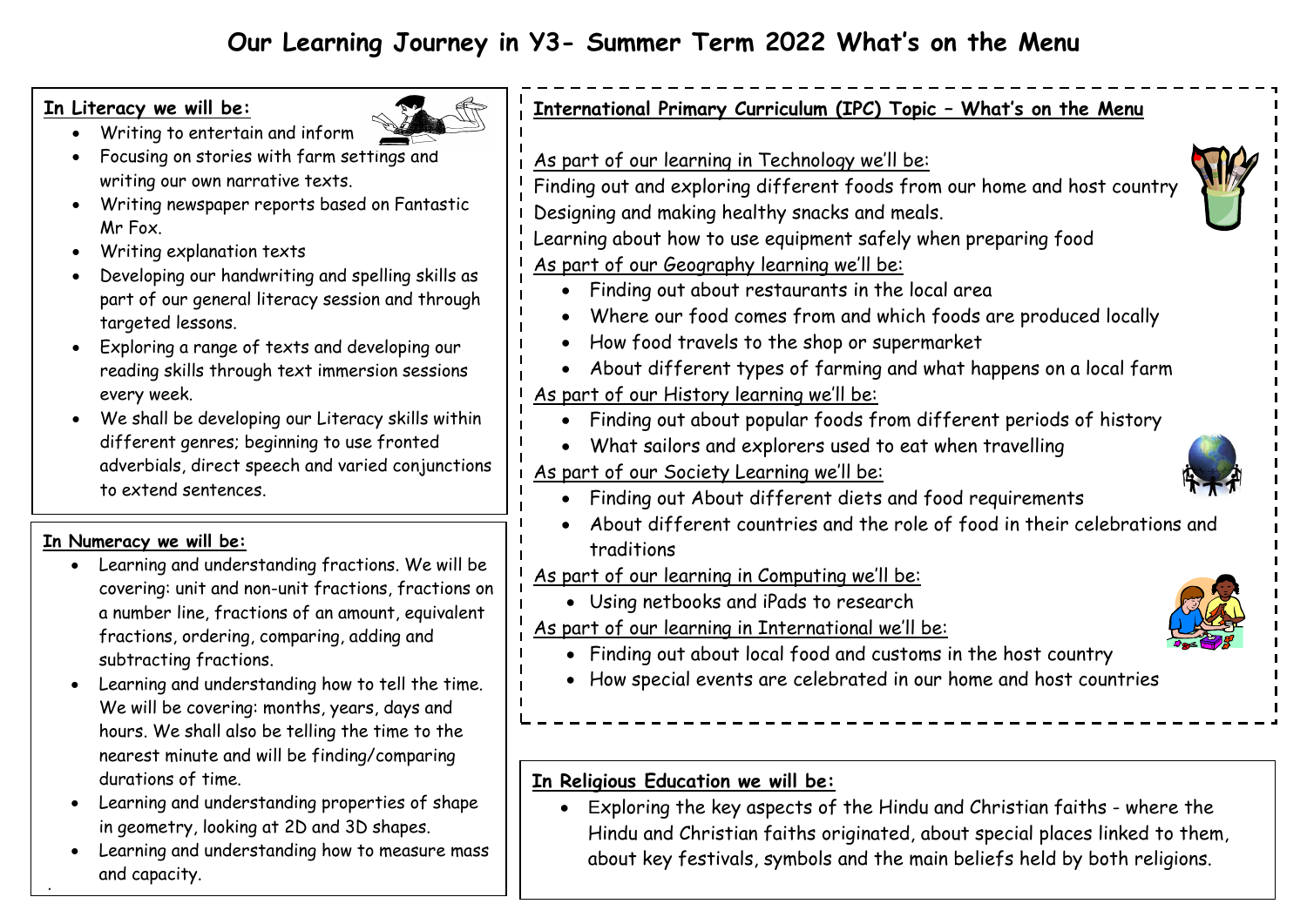# Our Learning Journey in Y3- Summer Term 2022 What's on the Menu

**In Literacy we will be:**

- Writing to entertain and inform
- Focusing on stories with farm settings and writing our own narrative texts.
- Writing newspaper reports based on Fantastic Mr Fox.
- Writing explanation texts
- Developing our handwriting and spelling skills as part of our general literacy session and through targeted lessons.
- Exploring a range of texts and developing our reading skills through text immersion sessions every week.
- We shall be developing our Literacy skills within different genres; beginning to use fronted adverbials, direct speech and varied conjunctions to extend sentences.

**In Numeracy we will be:**

- Learning and understanding fractions. We will be covering: unit and non-unit fractions, fractions on a number line, fractions of an amount, equivalent fractions, ordering, comparing, adding and subtracting fractions.
- Learning and understanding how to tell the time. We will be covering: months, years, days and hours. We shall also be telling the time to the nearest minute and will be finding/comparing durations of time.
- Learning and understanding properties of shape in geometry, looking at 2D and 3D shapes.
- Learning and understanding how to measure mass and capacity.

**International Primary Curriculum (IPC) Topic – What's on the Menu**

As part of our learning in Technology we'll be:

Finding out and exploring different foods from our home and host country

Designing and making healthy snacks and meals.

Learning about how to use equipment safely when preparing food

As part of our Geography learning we'll be:

- Finding out about restaurants in the local area
- Where our food comes from and which foods are produced locally
- How food travels to the shop or supermarket
- About different types of farming and what happens on a local farm

As part of our History learning we'll be:

- Finding out about popular foods from different periods of history
- What sailors and explorers used to eat when travelling

As part of our Society Learning we'll be:

- Finding out About different diets and food requirements
- About different countries and the role of food in their celebrations and traditions

As part of our learning in Computing we'll be:

- Using netbooks and iPads to research

As part of our learning in International we'll be:

- Finding out about local food and customs in the host country
- How special events are celebrated in our home and host countries

**In Religious Education we will be:**

- Exploring the key aspects of the Hindu and Christian faiths - where the Hindu and Christian faiths originated, about special places linked to them, about key festivals, symbols and the main beliefs held by both religions.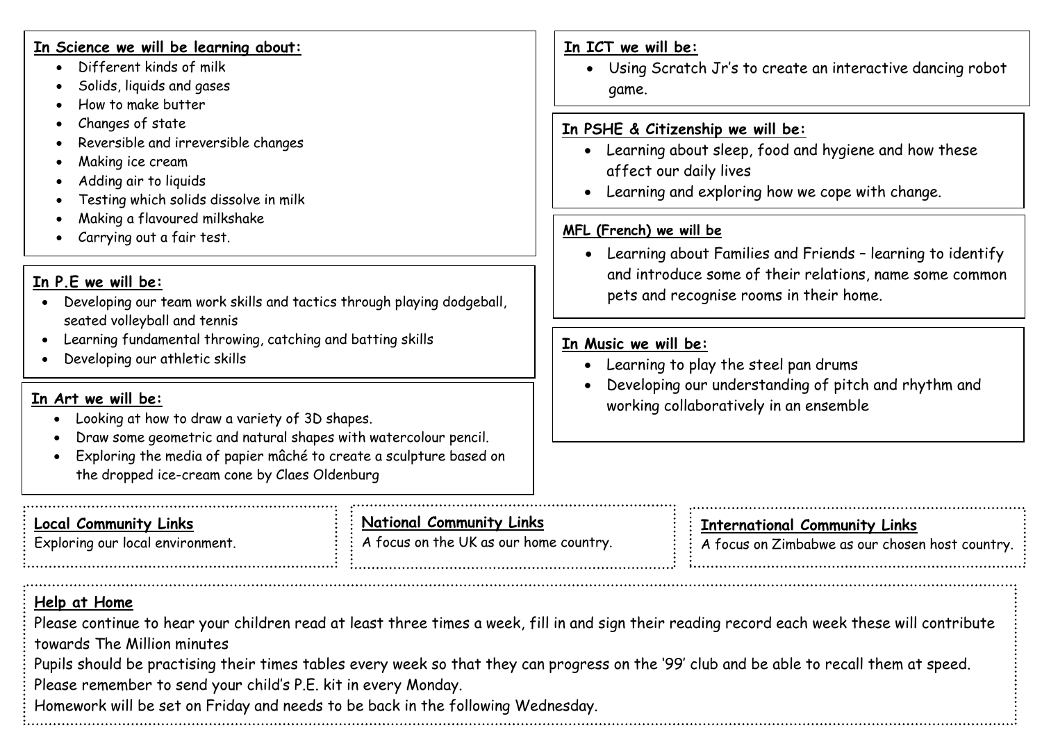## In Science we will be learning about:

- Different kinds of milk
- Solids, liquids and gases
- How to make butter
- Changes of state
- Reversible and irreversible changes
- Making ice cream
- Adding air to liquids
- Testing which solids dissolve in milk
- Making a flavoured milkshake
- Carrying out a fair test.

## In P.E we will be:

- Developing our team work skills and tactics through playing dodgeball, seated volleyball and tennis
- Learning fundamental throwing, catching and batting skills
- Developing our athletic skills

## In Art we will be:

- Looking at how to draw a variety of 3D shapes.
- Draw some geometric and natural shapes with watercolour pencil.
- Exploring the media of papier mâché to create a sculpture based on the dropped ice-cream cone by Claes Oldenburg

## In ICT we will be:

- Using Scratch Jr's to create an interactive dancing robot game.

## In PSHE & Citizenship we will be:

- Learning about sleep, food and hygiene and how these affect our daily lives
- Learning and exploring how we cope with change.

## MFL (French) we will be

- Learning about Families and Friends – learning to identify and introduce some of their relations, name some common pets and recognise rooms in their home.

## In Music we will be:

- Learning to play the steel pan drums
- Developing our understanding of pitch and rhythm and working collaboratively in an ensemble

## Local Community Links

Exploring our local environment.

## National Community Links

A focus on the UK as our home country.

## International Community Links

A focus on Zimbabwe as our chosen host country.

## Help at Home

Please continue to hear your children read at least three times a week, fill in and sign their reading record each week these will contribute towards The Million minutes

Pupils should be practising their times tables every week so that they can progress on the '99' club and be able to recall them at speed.

Please remember to send your child's P.E. kit in every Monday.

Homework will be set on Friday and needs to be back in the following Wednesday.